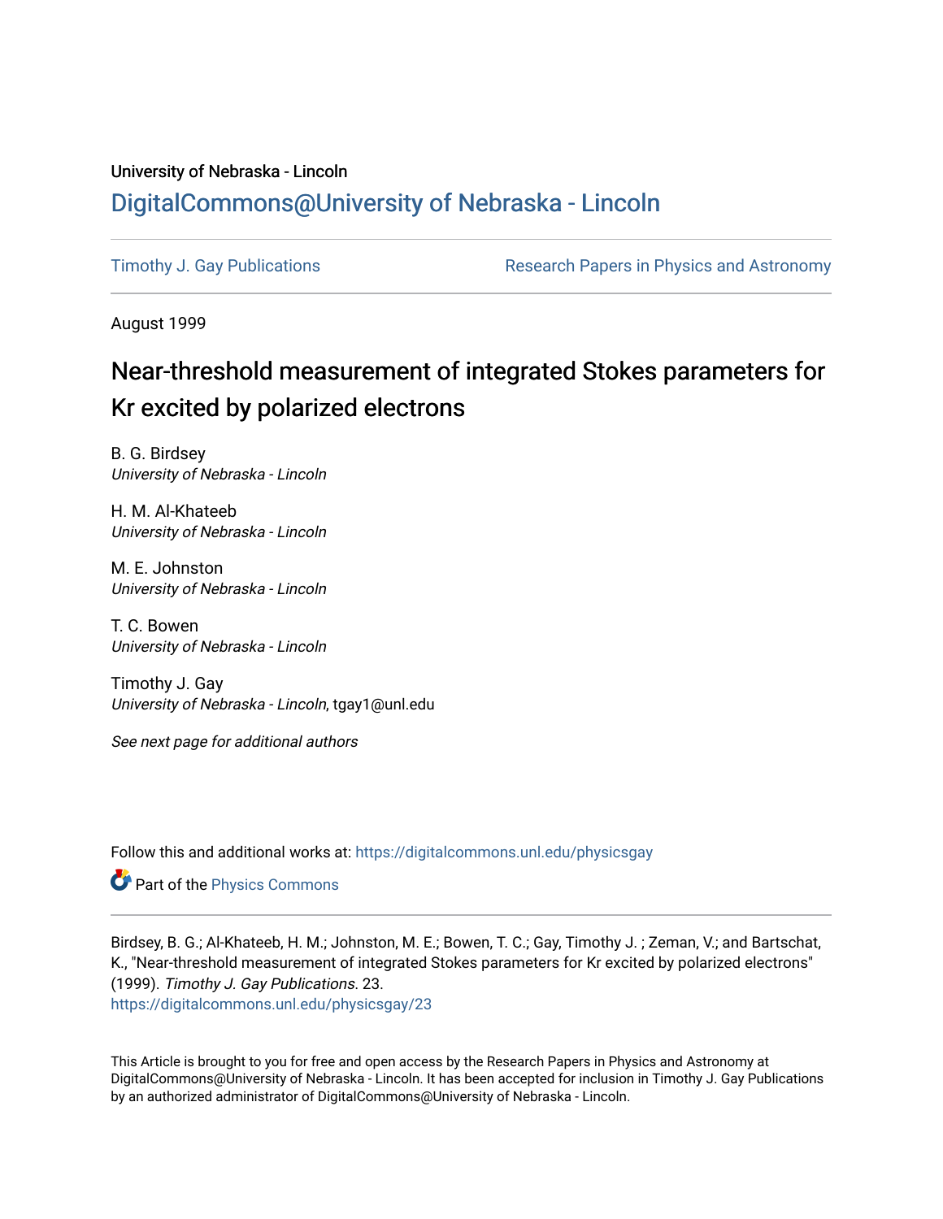University of Nebraska - Lincoln

## DigitalCommons@University of Nebraska - Lincoln

Timothy J. Gay Publications | Research Papers in Physics and Astronomy

August 1999

# Near-threshold measurement of integrated Stokes parameters for Kr excited by polarized electrons

B. G. Birdsey
*University of Nebraska - Lincoln*

H. M. Al-Khateeb
*University of Nebraska - Lincoln*

M. E. Johnston
*University of Nebraska - Lincoln*

T. C. Bowen
*University of Nebraska - Lincoln*

Timothy J. Gay
*University of Nebraska - Lincoln*, tgay1@unl.edu

*See next page for additional authors*

Follow this and additional works at: https://digitalcommons.unl.edu/physicsgay

Part of the Physics Commons

Birdsey, B. G.; Al-Khateeb, H. M.; Johnston, M. E.; Bowen, T. C.; Gay, Timothy J. ; Zeman, V.; and Bartschat, K., "Near-threshold measurement of integrated Stokes parameters for Kr excited by polarized electrons" (1999). *Timothy J. Gay Publications*. 23.
https://digitalcommons.unl.edu/physicsgay/23

This Article is brought to you for free and open access by the Research Papers in Physics and Astronomy at DigitalCommons@University of Nebraska - Lincoln. It has been accepted for inclusion in Timothy J. Gay Publications by an authorized administrator of DigitalCommons@University of Nebraska - Lincoln.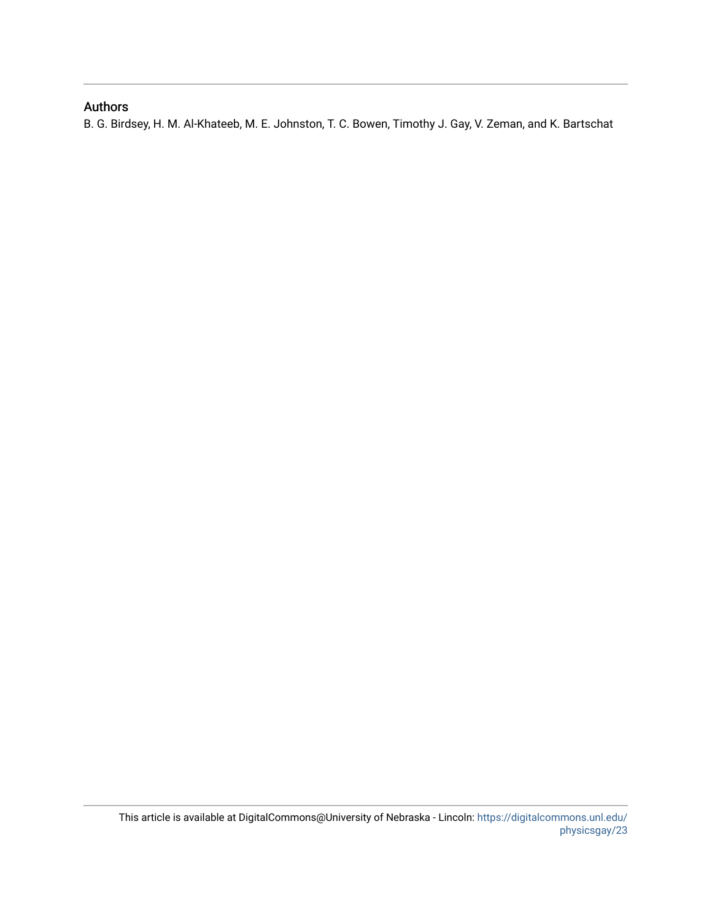## Authors

B. G. Birdsey, H. M. Al-Khateeb, M. E. Johnston, T. C. Bowen, Timothy J. Gay, V. Zeman, and K. Bartschat

This article is available at DigitalCommons@University of Nebraska - Lincoln: https://digitalcommons.unl.edu/physicsgay/23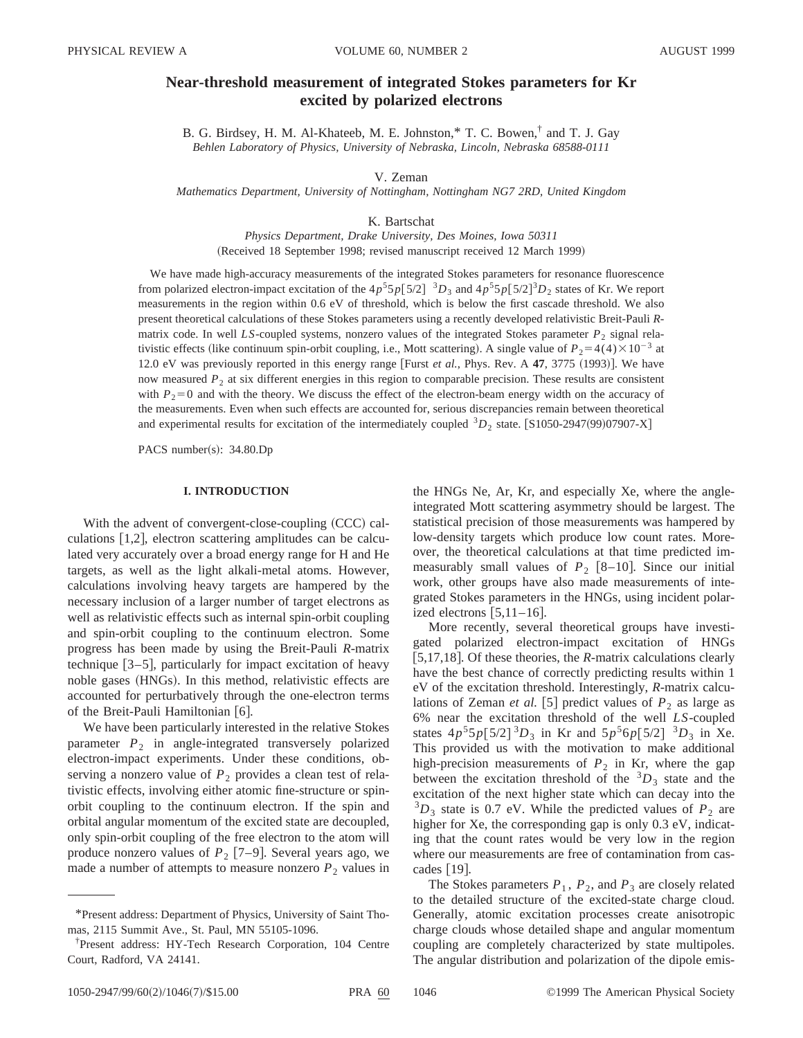# Near-threshold measurement of integrated Stokes parameters for Kr excited by polarized electrons

B. G. Birdsey, H. M. Al-Khateeb, M. E. Johnston,* T. C. Bowen,† and T. J. Gay

*Behlen Laboratory of Physics, University of Nebraska, Lincoln, Nebraska 68588-0111*

V. Zeman

*Mathematics Department, University of Nottingham, Nottingham NG7 2RD, United Kingdom*

K. Bartschat

*Physics Department, Drake University, Des Moines, Iowa 50311*

(Received 18 September 1998; revised manuscript received 12 March 1999)

We have made high-accuracy measurements of the integrated Stokes parameters for resonance fluorescence from polarized electron-impact excitation of the $4p^5 5p[5/2]\ ^3D_3$ and $4p^5 5p[5/2]^3D_2$ states of Kr. We report measurements in the region within 0.6 eV of threshold, which is below the first cascade threshold. We also present theoretical calculations of these Stokes parameters using a recently developed relativistic Breit-Pauli *R*-matrix code. In well *LS*-coupled systems, nonzero values of the integrated Stokes parameter $P_2$ signal relativistic effects (like continuum spin-orbit coupling, i.e., Mott scattering). A single value of $P_2 = 4(4)\times 10^{-3}$ at 12.0 eV was previously reported in this energy range [Furst *et al.*, Phys. Rev. A **47**, 3775 (1993)]. We have now measured $P_2$ at six different energies in this region to comparable precision. These results are consistent with $P_2 = 0$ and with the theory. We discuss the effect of the electron-beam energy width on the accuracy of the measurements. Even when such effects are accounted for, serious discrepancies remain between theoretical and experimental results for excitation of the intermediately coupled $^3D_2$ state. [S1050-2947(99)07907-X]

PACS number(s): 34.80.Dp

## I. INTRODUCTION

With the advent of convergent-close-coupling (CCC) calculations [1,2], electron scattering amplitudes can be calculated very accurately over a broad energy range for H and He targets, as well as the light alkali-metal atoms. However, calculations involving heavy targets are hampered by the necessary inclusion of a larger number of target electrons as well as relativistic effects such as internal spin-orbit coupling and spin-orbit coupling to the continuum electron. Some progress has been made by using the Breit-Pauli *R*-matrix technique [3–5], particularly for impact excitation of heavy noble gases (HNGs). In this method, relativistic effects are accounted for perturbatively through the one-electron terms of the Breit-Pauli Hamiltonian [6].

We have been particularly interested in the relative Stokes parameter $P_2$ in angle-integrated transversely polarized electron-impact experiments. Under these conditions, observing a nonzero value of $P_2$ provides a clean test of relativistic effects, involving either atomic fine-structure or spin-orbit coupling to the continuum electron. If the spin and orbital angular momentum of the excited state are decoupled, only spin-orbit coupling of the free electron to the atom will produce nonzero values of $P_2$ [7–9]. Several years ago, we made a number of attempts to measure nonzero $P_2$ values in the HNGs Ne, Ar, Kr, and especially Xe, where the angle-integrated Mott scattering asymmetry should be largest. The statistical precision of those measurements was hampered by low-density targets which produce low count rates. Moreover, the theoretical calculations at that time predicted immeasurably small values of $P_2$ [8–10]. Since our initial work, other groups have also made measurements of integrated Stokes parameters in the HNGs, using incident polarized electrons [5,11–16].

More recently, several theoretical groups have investigated polarized electron-impact excitation of HNGs [5,17,18]. Of these theories, the *R*-matrix calculations clearly have the best chance of correctly predicting results within 1 eV of the excitation threshold. Interestingly, *R*-matrix calculations of Zeman *et al.* [5] predict values of $P_2$ as large as 6% near the excitation threshold of the well *LS*-coupled states $4p^5 5p[5/2]^3D_3$ in Kr and $5p^5 6p[5/2]\ ^3D_3$ in Xe. This provided us with the motivation to make additional high-precision measurements of $P_2$ in Kr, where the gap between the excitation threshold of the $^3D_3$ state and the excitation of the next higher state which can decay into the $^3D_3$ state is 0.7 eV. While the predicted values of $P_2$ are higher for Xe, the corresponding gap is only 0.3 eV, indicating that the count rates would be very low in the region where our measurements are free of contamination from cascades [19].

The Stokes parameters $P_1$, $P_2$, and $P_3$ are closely related to the detailed structure of the excited-state charge cloud. Generally, atomic excitation processes create anisotropic charge clouds whose detailed shape and angular momentum coupling are completely characterized by state multipoles. The angular distribution and polarization of the dipole emis-

*Present address: Department of Physics, University of Saint Thomas, 2115 Summit Ave., St. Paul, MN 55105-1096.

†Present address: HY-Tech Research Corporation, 104 Centre Court, Radford, VA 24141.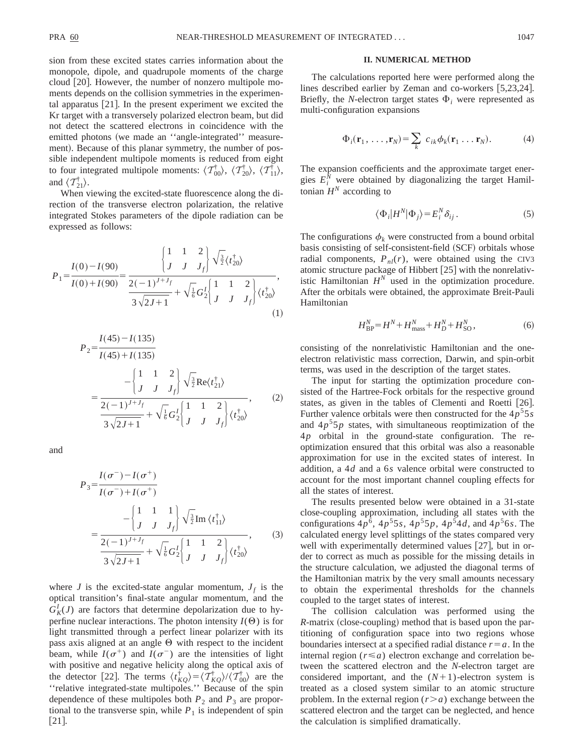sion from these excited states carries information about the monopole, dipole, and quadrupole moments of the charge cloud [20]. However, the number of nonzero multipole moments depends on the collision symmetries in the experimental apparatus [21]. In the present experiment we excited the Kr target with a transversely polarized electron beam, but did not detect the scattered electrons in coincidence with the emitted photons (we made an ''angle-integrated'' measurement). Because of this planar symmetry, the number of possible independent multipole moments is reduced from eight to four integrated multipole moments: $\langle \mathcal{T}_{00}^{\dagger} \rangle$, $\langle \mathcal{T}_{20}^{\dagger} \rangle$, $\langle \mathcal{T}_{11}^{\dagger} \rangle$, and $\langle \mathcal{T}_{21}^{\dagger} \rangle$.

When viewing the excited-state fluorescence along the direction of the transverse electron polarization, the relative integrated Stokes parameters of the dipole radiation can be expressed as follows:

$$P_1 = \frac{I(0)-I(90)}{I(0)+I(90)} = \frac{\begin{Bmatrix} 1 & 1 & 2 \\ J & J & J_f \end{Bmatrix} \sqrt{\tfrac{3}{2}} \langle t_{20}^{\dagger} \rangle}{\dfrac{2(-1)^{J+J_f}}{3\sqrt{2J+1}} + \sqrt{\tfrac{1}{6}} G_2^I \begin{Bmatrix} 1 & 1 & 2 \\ J & J & J_f \end{Bmatrix} \langle t_{20}^{\dagger} \rangle}, \tag{1}$$

$$P_2 = \frac{I(45)-I(135)}{I(45)+I(135)} = \frac{-\begin{Bmatrix} 1 & 1 & 2 \\ J & J & J_f \end{Bmatrix} \sqrt{\tfrac{3}{2}} \mathrm{Re} \langle t_{21}^{\dagger} \rangle}{\dfrac{2(-1)^{J+J_f}}{3\sqrt{2J+1}} + \sqrt{\tfrac{1}{6}} G_2^I \begin{Bmatrix} 1 & 1 & 2 \\ J & J & J_f \end{Bmatrix} \langle t_{20}^{\dagger} \rangle}, \tag{2}$$

and

$$P_3 = \frac{I(\sigma^-)-I(\sigma^+)}{I(\sigma^-)+I(\sigma^+)} = \frac{-\begin{Bmatrix} 1 & 1 & 1 \\ J & J & J_f \end{Bmatrix} \sqrt{\tfrac{3}{2}} \mathrm{Im}\, \langle t_{11}^{\dagger} \rangle}{\dfrac{2(-1)^{J+J_f}}{3\sqrt{2J+1}} + \sqrt{\tfrac{1}{6}} G_2^I \begin{Bmatrix} 1 & 1 & 2 \\ J & J & J_f \end{Bmatrix} \langle t_{20}^{\dagger} \rangle}, \tag{3}$$

where $J$ is the excited-state angular momentum, $J_f$ is the optical transition's final-state angular momentum, and the $G_K^I(J)$ are factors that determine depolarization due to hyperfine nuclear interactions. The photon intensity $I(\Theta)$ is for light transmitted through a perfect linear polarizer with its pass axis aligned at an angle $\Theta$ with respect to the incident beam, while $I(\sigma^+)$ and $I(\sigma^-)$ are the intensities of light with positive and negative helicity along the optical axis of the detector [22]. The terms $\langle t_{KQ}^{\dagger} \rangle = \langle \mathcal{T}_{KQ}^{\dagger} \rangle / \langle \mathcal{T}_{00}^{\dagger} \rangle$ are the ''relative integrated-state multipoles.'' Because of the spin dependence of these multipoles both $P_2$ and $P_3$ are proportional to the transverse spin, while $P_1$ is independent of spin [21].

## II. NUMERICAL METHOD

The calculations reported here were performed along the lines described earlier by Zeman and co-workers [5,23,24]. Briefly, the $N$-electron target states $\Phi_i$ were represented as multi-configuration expansions

$$\Phi_i(\mathbf{r}_1, \ldots, \mathbf{r}_N) = \sum_k c_{ik} \phi_k(\mathbf{r}_1 \ldots \mathbf{r}_N). \tag{4}$$

The expansion coefficients and the approximate target energies $E_i^N$ were obtained by diagonalizing the target Hamiltonian $H^N$ according to

$$\langle \Phi_i | H^N | \Phi_j \rangle = E_i^N \delta_{ij}. \tag{5}$$

The configurations $\phi_k$ were constructed from a bound orbital basis consisting of self-consistent-field (SCF) orbitals whose radial components, $P_{nl}(r)$, were obtained using the CIV3 atomic structure package of Hibbert [25] with the nonrelativistic Hamiltonian $H^N$ used in the optimization procedure. After the orbitals were obtained, the approximate Breit-Pauli Hamiltonian

$$H_{\mathrm{BP}}^N = H^N + H_{\mathrm{mass}}^N + H_D^N + H_{\mathrm{SO}}^N, \tag{6}$$

consisting of the nonrelativistic Hamiltonian and the one-electron relativistic mass correction, Darwin, and spin-orbit terms, was used in the description of the target states.

The input for starting the optimization procedure consisted of the Hartree-Fock orbitals for the respective ground states, as given in the tables of Clementi and Roetti [26]. Further valence orbitals were then constructed for the $4p^5 5s$ and $4p^5 5p$ states, with simultaneous reoptimization of the $4p$ orbital in the ground-state configuration. The reoptimization ensured that this orbital was also a reasonable approximation for use in the excited states of interest. In addition, a $4d$ and a $6s$ valence orbital were constructed to account for the most important channel coupling effects for all the states of interest.

The results presented below were obtained in a 31-state close-coupling approximation, including all states with the configurations $4p^6$, $4p^5 5s$, $4p^5 5p$, $4p^5 4d$, and $4p^5 6s$. The calculated energy level splittings of the states compared very well with experimentally determined values [27], but in order to correct as much as possible for the missing details in the structure calculation, we adjusted the diagonal terms of the Hamiltonian matrix by the very small amounts necessary to obtain the experimental thresholds for the channels coupled to the target states of interest.

The collision calculation was performed using the $R$-matrix (close-coupling) method that is based upon the partitioning of configuration space into two regions whose boundaries intersect at a specified radial distance $r = a$. In the internal region ($r \leq a$) electron exchange and correlation between the scattered electron and the $N$-electron target are considered important, and the $(N+1)$-electron system is treated as a closed system similar to an atomic structure problem. In the external region ($r > a$) exchange between the scattered electron and the target can be neglected, and hence the calculation is simplified dramatically.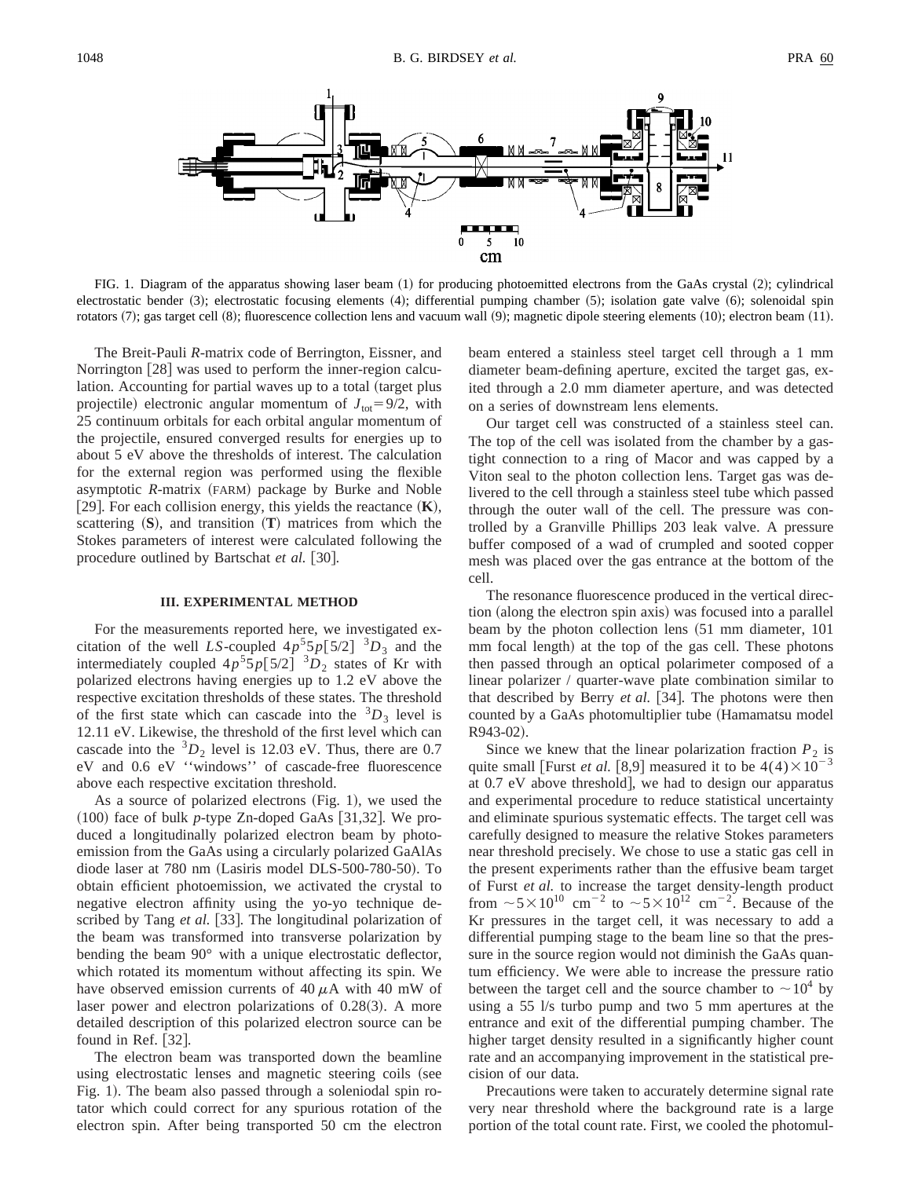FIG. 1. Diagram of the apparatus showing laser beam (1) for producing photoemitted electrons from the GaAs crystal (2); cylindrical electrostatic bender (3); electrostatic focusing elements (4); differential pumping chamber (5); isolation gate valve (6); solenoidal spin rotators (7); gas target cell (8); fluorescence collection lens and vacuum wall (9); magnetic dipole steering elements (10); electron beam (11).

The Breit-Pauli *R*-matrix code of Berrington, Eissner, and Norrington [28] was used to perform the inner-region calculation. Accounting for partial waves up to a total (target plus projectile) electronic angular momentum of $J_{\rm tot}=9/2$, with 25 continuum orbitals for each orbital angular momentum of the projectile, ensured converged results for energies up to about 5 eV above the thresholds of interest. The calculation for the external region was performed using the flexible asymptotic *R*-matrix (FARM) package by Burke and Noble [29]. For each collision energy, this yields the reactance (**K**), scattering (**S**), and transition (**T**) matrices from which the Stokes parameters of interest were calculated following the procedure outlined by Bartschat *et al.* [30].

## III. EXPERIMENTAL METHOD

For the measurements reported here, we investigated excitation of the well *LS*-coupled $4p^5 5p[5/2]\ ^3D_3$ and the intermediately coupled $4p^5 5p[5/2]\ ^3D_2$ states of Kr with polarized electrons having energies up to 1.2 eV above the respective excitation thresholds of these states. The threshold of the first state which can cascade into the $^3D_3$ level is 12.11 eV. Likewise, the threshold of the first level which can cascade into the $^3D_2$ level is 12.03 eV. Thus, there are 0.7 eV and 0.6 eV ''windows'' of cascade-free fluorescence above each respective excitation threshold.

As a source of polarized electrons (Fig. 1), we used the (100) face of bulk *p*-type Zn-doped GaAs [31,32]. We produced a longitudinally polarized electron beam by photoemission from the GaAs using a circularly polarized GaAlAs diode laser at 780 nm (Lasiris model DLS-500-780-50). To obtain efficient photoemission, we activated the crystal to negative electron affinity using the yo-yo technique described by Tang *et al.* [33]. The longitudinal polarization of the beam was transformed into transverse polarization by bending the beam 90° with a unique electrostatic deflector, which rotated its momentum without affecting its spin. We have observed emission currents of 40 $\mu$A with 40 mW of laser power and electron polarizations of 0.28(3). A more detailed description of this polarized electron source can be found in Ref. [32].

The electron beam was transported down the beamline using electrostatic lenses and magnetic steering coils (see Fig. 1). The beam also passed through a soleniodal spin rotator which could correct for any spurious rotation of the electron spin. After being transported 50 cm the electron beam entered a stainless steel target cell through a 1 mm diameter beam-defining aperture, excited the target gas, exited through a 2.0 mm diameter aperture, and was detected on a series of downstream lens elements.

Our target cell was constructed of a stainless steel can. The top of the cell was isolated from the chamber by a gas-tight connection to a ring of Macor and was capped by a Viton seal to the photon collection lens. Target gas was delivered to the cell through a stainless steel tube which passed through the outer wall of the cell. The pressure was controlled by a Granville Phillips 203 leak valve. A pressure buffer composed of a wad of crumpled and sooted copper mesh was placed over the gas entrance at the bottom of the cell.

The resonance fluorescence produced in the vertical direction (along the electron spin axis) was focused into a parallel beam by the photon collection lens (51 mm diameter, 101 mm focal length) at the top of the gas cell. These photons then passed through an optical polarimeter composed of a linear polarizer / quarter-wave plate combination similar to that described by Berry *et al.* [34]. The photons were then counted by a GaAs photomultiplier tube (Hamamatsu model R943-02).

Since we knew that the linear polarization fraction $P_2$ is quite small [Furst *et al.* [8,9] measured it to be $4(4)\times10^{-3}$ at 0.7 eV above threshold], we had to design our apparatus and experimental procedure to reduce statistical uncertainty and eliminate spurious systematic effects. The target cell was carefully designed to measure the relative Stokes parameters near threshold precisely. We chose to use a static gas cell in the present experiments rather than the effusive beam target of Furst *et al.* to increase the target density-length product from $\sim 5\times10^{10}$ cm$^{-2}$ to $\sim 5\times10^{12}$ cm$^{-2}$. Because of the Kr pressures in the target cell, it was necessary to add a differential pumping stage to the beam line so that the pressure in the source region would not diminish the GaAs quantum efficiency. We were able to increase the pressure ratio between the target cell and the source chamber to $\sim 10^4$ by using a 55 l/s turbo pump and two 5 mm apertures at the entrance and exit of the differential pumping chamber. The higher target density resulted in a significantly higher count rate and an accompanying improvement in the statistical precision of our data.

Precautions were taken to accurately determine signal rate very near threshold where the background rate is a large portion of the total count rate. First, we cooled the photomul-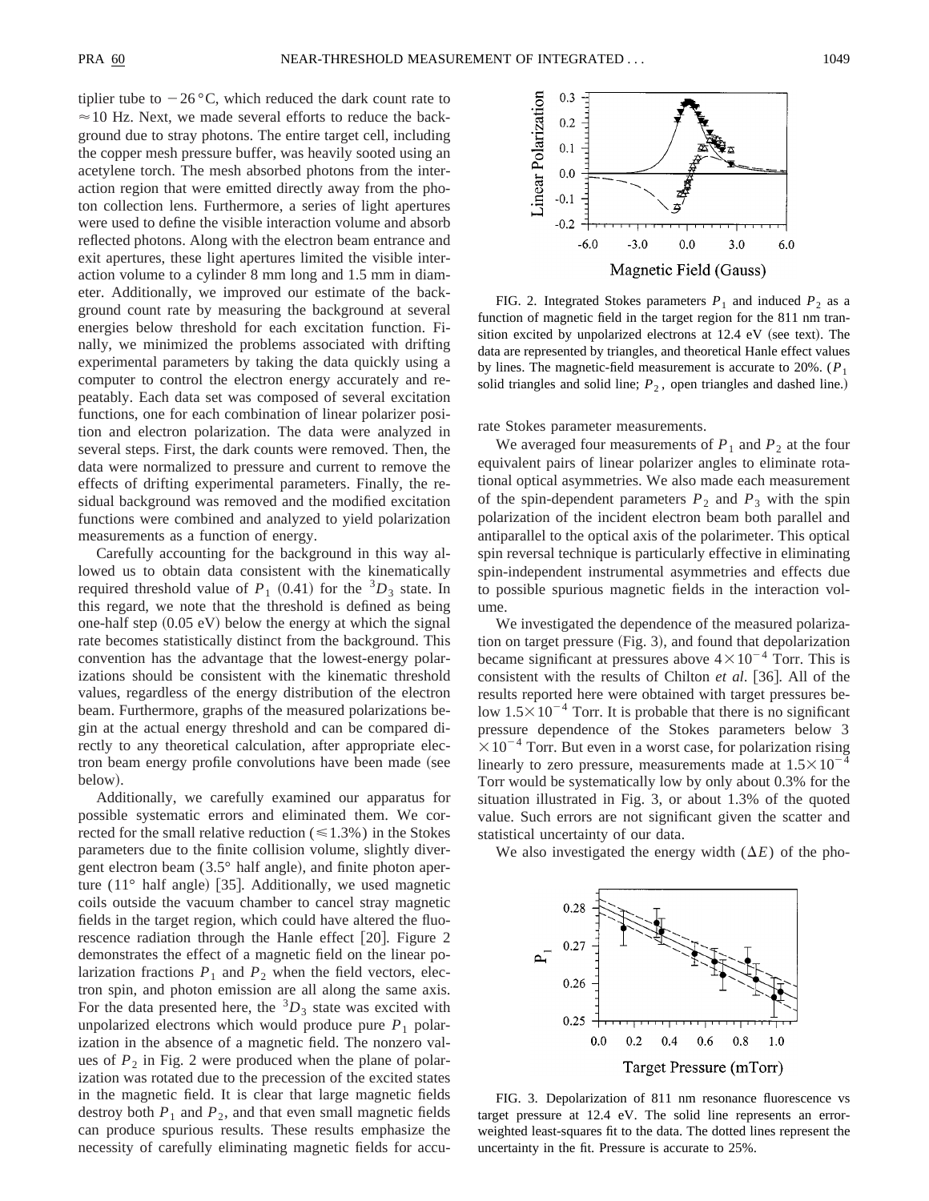tiplier tube to $-26\,^{\circ}$C, which reduced the dark count rate to $\approx 10$ Hz. Next, we made several efforts to reduce the background due to stray photons. The entire target cell, including the copper mesh pressure buffer, was heavily sooted using an acetylene torch. The mesh absorbed photons from the interaction region that were emitted directly away from the photon collection lens. Furthermore, a series of light apertures were used to define the visible interaction volume and absorb reflected photons. Along with the electron beam entrance and exit apertures, these light apertures limited the visible interaction volume to a cylinder 8 mm long and 1.5 mm in diameter. Additionally, we improved our estimate of the background count rate by measuring the background at several energies below threshold for each excitation function. Finally, we minimized the problems associated with drifting experimental parameters by taking the data quickly using a computer to control the electron energy accurately and repeatably. Each data set was composed of several excitation functions, one for each combination of linear polarizer position and electron polarization. The data were analyzed in several steps. First, the dark counts were removed. Then, the data were normalized to pressure and current to remove the effects of drifting experimental parameters. Finally, the residual background was removed and the modified excitation functions were combined and analyzed to yield polarization measurements as a function of energy.

Carefully accounting for the background in this way allowed us to obtain data consistent with the kinematically required threshold value of $P_1$ (0.41) for the ${}^3D_3$ state. In this regard, we note that the threshold is defined as being one-half step (0.05 eV) below the energy at which the signal rate becomes statistically distinct from the background. This convention has the advantage that the lowest-energy polarizations should be consistent with the kinematic threshold values, regardless of the energy distribution of the electron beam. Furthermore, graphs of the measured polarizations begin at the actual energy threshold and can be compared directly to any theoretical calculation, after appropriate electron beam energy profile convolutions have been made (see below).

Additionally, we carefully examined our apparatus for possible systematic errors and eliminated them. We corrected for the small relative reduction ($\leqslant 1.3\%$) in the Stokes parameters due to the finite collision volume, slightly divergent electron beam (3.5° half angle), and finite photon aperture (11° half angle) [35]. Additionally, we used magnetic coils outside the vacuum chamber to cancel stray magnetic fields in the target region, which could have altered the fluorescence radiation through the Hanle effect [20]. Figure 2 demonstrates the effect of a magnetic field on the linear polarization fractions $P_1$ and $P_2$ when the field vectors, electron spin, and photon emission are all along the same axis. For the data presented here, the ${}^3D_3$ state was excited with unpolarized electrons which would produce pure $P_1$ polarization in the absence of a magnetic field. The nonzero values of $P_2$ in Fig. 2 were produced when the plane of polarization was rotated due to the precession of the excited states in the magnetic field. It is clear that large magnetic fields destroy both $P_1$ and $P_2$, and that even small magnetic fields can produce spurious results. These results emphasize the necessity of carefully eliminating magnetic fields for accurate Stokes parameter measurements.

FIG. 2. Integrated Stokes parameters $P_1$ and induced $P_2$ as a function of magnetic field in the target region for the 811 nm transition excited by unpolarized electrons at 12.4 eV (see text). The data are represented by triangles, and theoretical Hanle effect values by lines. The magnetic-field measurement is accurate to 20%. ($P_1$ solid triangles and solid line; $P_2$, open triangles and dashed line.)

We averaged four measurements of $P_1$ and $P_2$ at the four equivalent pairs of linear polarizer angles to eliminate rotational optical asymmetries. We also made each measurement of the spin-dependent parameters $P_2$ and $P_3$ with the spin polarization of the incident electron beam both parallel and antiparallel to the optical axis of the polarimeter. This optical spin reversal technique is particularly effective in eliminating spin-independent instrumental asymmetries and effects due to possible spurious magnetic fields in the interaction volume.

We investigated the dependence of the measured polarization on target pressure (Fig. 3), and found that depolarization became significant at pressures above $4\times10^{-4}$ Torr. This is consistent with the results of Chilton *et al.* [36]. All of the results reported here were obtained with target pressures below $1.5\times10^{-4}$ Torr. It is probable that there is no significant pressure dependence of the Stokes parameters below $3\times10^{-4}$ Torr. But even in a worst case, for polarization rising linearly to zero pressure, measurements made at $1.5\times10^{-4}$ Torr would be systematically low by only about 0.3% for the situation illustrated in Fig. 3, or about 1.3% of the quoted value. Such errors are not significant given the scatter and statistical uncertainty of our data.

We also investigated the energy width ($\Delta E$) of the pho-

FIG. 3. Depolarization of 811 nm resonance fluorescence vs target pressure at 12.4 eV. The solid line represents an error-weighted least-squares fit to the data. The dotted lines represent the uncertainty in the fit. Pressure is accurate to 25%.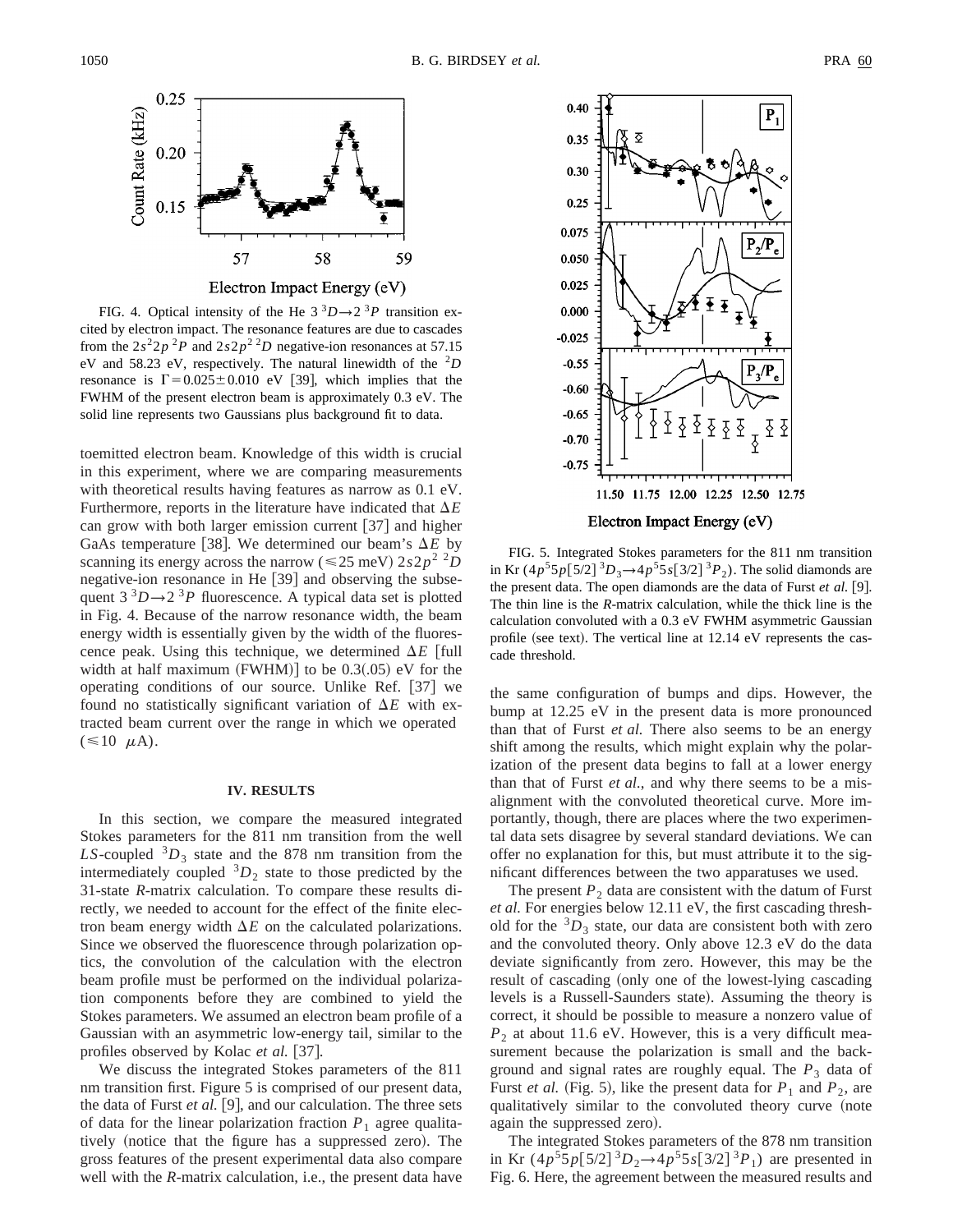FIG. 4. Optical intensity of the He $3\,^3D \rightarrow 2\,^3P$ transition excited by electron impact. The resonance features are due to cascades from the $2s^2 2p\,^2P$ and $2s2p^2\,^2D$ negative-ion resonances at 57.15 eV and 58.23 eV, respectively. The natural linewidth of the $^2D$ resonance is $\Gamma = 0.025 \pm 0.010$ eV [39], which implies that the FWHM of the present electron beam is approximately 0.3 eV. The solid line represents two Gaussians plus background fit to data.

toemitted electron beam. Knowledge of this width is crucial in this experiment, where we are comparing measurements with theoretical results having features as narrow as 0.1 eV. Furthermore, reports in the literature have indicated that $\Delta E$ can grow with both larger emission current [37] and higher GaAs temperature [38]. We determined our beam's $\Delta E$ by scanning its energy across the narrow ($\leqslant 25$ meV) $2s2p^2\,^2D$ negative-ion resonance in He [39] and observing the subsequent $3\,^3D \rightarrow 2\,^3P$ fluorescence. A typical data set is plotted in Fig. 4. Because of the narrow resonance width, the beam energy width is essentially given by the width of the fluorescence peak. Using this technique, we determined $\Delta E$ [full width at half maximum (FWHM)] to be 0.3(.05) eV for the operating conditions of our source. Unlike Ref. [37] we found no statistically significant variation of $\Delta E$ with extracted beam current over the range in which we operated ($\leqslant 10\ \mu$A).

## IV. RESULTS

In this section, we compare the measured integrated Stokes parameters for the 811 nm transition from the well $LS$-coupled $^3D_3$ state and the 878 nm transition from the intermediately coupled $^3D_2$ state to those predicted by the 31-state $R$-matrix calculation. To compare these results directly, we needed to account for the effect of the finite electron beam energy width $\Delta E$ on the calculated polarizations. Since we observed the fluorescence through polarization optics, the convolution of the calculation with the electron beam profile must be performed on the individual polarization components before they are combined to yield the Stokes parameters. We assumed an electron beam profile of a Gaussian with an asymmetric low-energy tail, similar to the profiles observed by Kolac *et al.* [37].

We discuss the integrated Stokes parameters of the 811 nm transition first. Figure 5 is comprised of our present data, the data of Furst *et al.* [9], and our calculation. The three sets of data for the linear polarization fraction $P_1$ agree qualitatively (notice that the figure has a suppressed zero). The gross features of the present experimental data also compare well with the $R$-matrix calculation, i.e., the present data have

FIG. 5. Integrated Stokes parameters for the 811 nm transition in Kr $(4p^5 5p[5/2]\,^3D_3 \rightarrow 4p^5 5s[3/2]\,^3P_2)$. The solid diamonds are the present data. The open diamonds are the data of Furst *et al.* [9]. The thin line is the $R$-matrix calculation, while the thick line is the calculation convoluted with a 0.3 eV FWHM asymmetric Gaussian profile (see text). The vertical line at 12.14 eV represents the cascade threshold.

the same configuration of bumps and dips. However, the bump at 12.25 eV in the present data is more pronounced than that of Furst *et al.* There also seems to be an energy shift among the results, which might explain why the polarization of the present data begins to fall at a lower energy than that of Furst *et al.*, and why there seems to be a misalignment with the convoluted theoretical curve. More importantly, though, there are places where the two experimental data sets disagree by several standard deviations. We can offer no explanation for this, but must attribute it to the significant differences between the two apparatuses we used.

The present $P_2$ data are consistent with the datum of Furst *et al.* For energies below 12.11 eV, the first cascading threshold for the $^3D_3$ state, our data are consistent both with zero and the convoluted theory. Only above 12.3 eV do the data deviate significantly from zero. However, this may be the result of cascading (only one of the lowest-lying cascading levels is a Russell-Saunders state). Assuming the theory is correct, it should be possible to measure a nonzero value of $P_2$ at about 11.6 eV. However, this is a very difficult measurement because the polarization is small and the background and signal rates are roughly equal. The $P_3$ data of Furst *et al.* (Fig. 5), like the present data for $P_1$ and $P_2$, are qualitatively similar to the convoluted theory curve (note again the suppressed zero).

The integrated Stokes parameters of the 878 nm transition in Kr $(4p^5 5p[5/2]\,^3D_2 \rightarrow 4p^5 5s[3/2]\,^3P_1)$ are presented in Fig. 6. Here, the agreement between the measured results and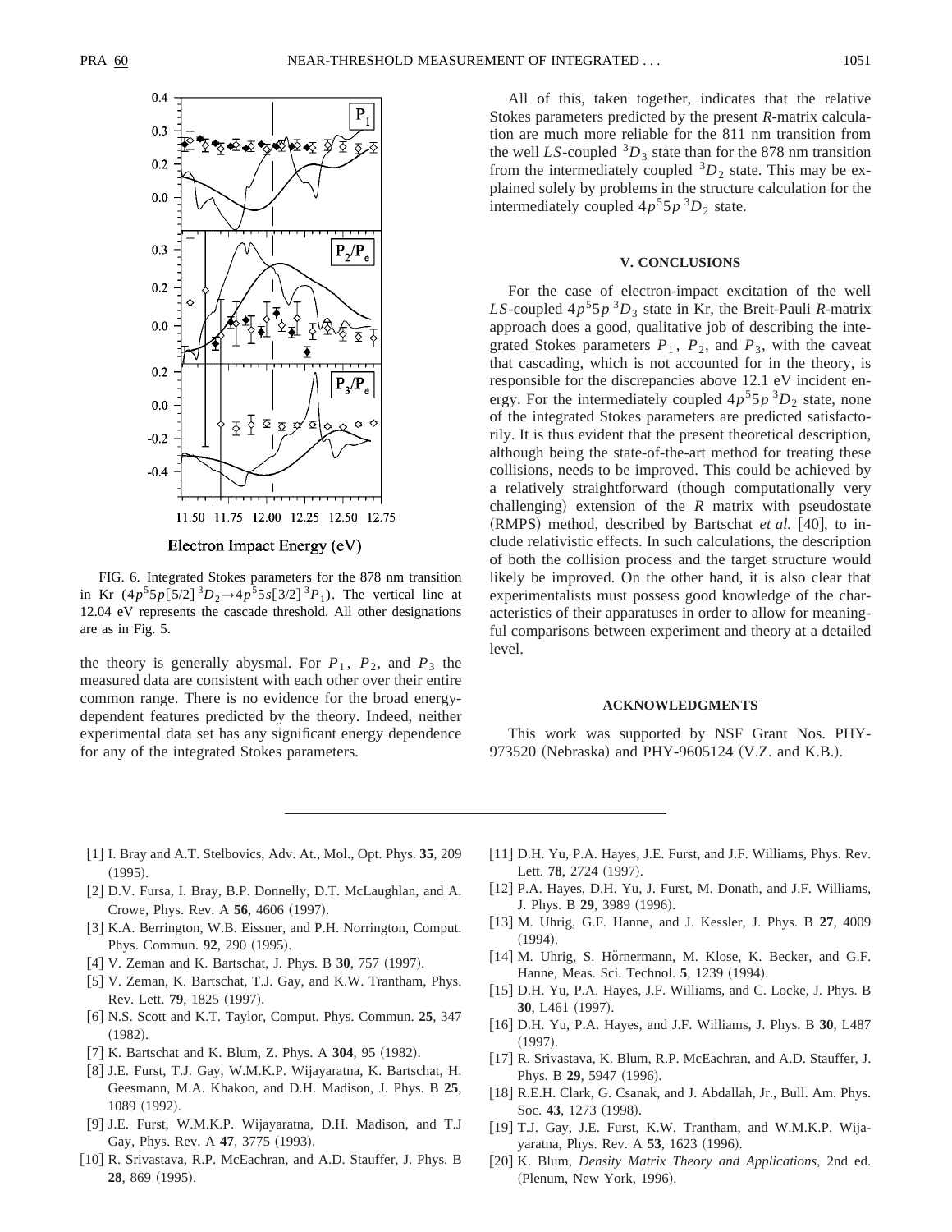FIG. 6. Integrated Stokes parameters for the 878 nm transition in Kr $(4p^55p[5/2]\,^3D_2 \rightarrow 4p^55s[3/2]\,^3P_1)$. The vertical line at 12.04 eV represents the cascade threshold. All other designations are as in Fig. 5.

the theory is generally abysmal. For $P_1$, $P_2$, and $P_3$ the measured data are consistent with each other over their entire common range. There is no evidence for the broad energy-dependent features predicted by the theory. Indeed, neither experimental data set has any significant energy dependence for any of the integrated Stokes parameters.

All of this, taken together, indicates that the relative Stokes parameters predicted by the present *R*-matrix calculation are much more reliable for the 811 nm transition from the well *LS*-coupled $^3D_3$ state than for the 878 nm transition from the intermediately coupled $^3D_2$ state. This may be explained solely by problems in the structure calculation for the intermediately coupled $4p^55p\,^3D_2$ state.

## V. CONCLUSIONS

For the case of electron-impact excitation of the well *LS*-coupled $4p^55p\,^3D_3$ state in Kr, the Breit-Pauli *R*-matrix approach does a good, qualitative job of describing the integrated Stokes parameters $P_1$, $P_2$, and $P_3$, with the caveat that cascading, which is not accounted for in the theory, is responsible for the discrepancies above 12.1 eV incident energy. For the intermediately coupled $4p^55p\,^3D_2$ state, none of the integrated Stokes parameters are predicted satisfactorily. It is thus evident that the present theoretical description, although being the state-of-the-art method for treating these collisions, needs to be improved. This could be achieved by a relatively straightforward (though computationally very challenging) extension of the *R* matrix with pseudostate (RMPS) method, described by Bartschat *et al.* [40], to include relativistic effects. In such calculations, the description of both the collision process and the target structure would likely be improved. On the other hand, it is also clear that experimentalists must possess good knowledge of the characteristics of their apparatuses in order to allow for meaningful comparisons between experiment and theory at a detailed level.

## ACKNOWLEDGMENTS

This work was supported by NSF Grant Nos. PHY-973520 (Nebraska) and PHY-9605124 (V.Z. and K.B.).

[1] I. Bray and A.T. Stelbovics, Adv. At., Mol., Opt. Phys. **35**, 209 (1995).

[2] D.V. Fursa, I. Bray, B.P. Donnelly, D.T. McLaughlan, and A. Crowe, Phys. Rev. A **56**, 4606 (1997).

[3] K.A. Berrington, W.B. Eissner, and P.H. Norrington, Comput. Phys. Commun. **92**, 290 (1995).

[4] V. Zeman and K. Bartschat, J. Phys. B **30**, 757 (1997).

[5] V. Zeman, K. Bartschat, T.J. Gay, and K.W. Trantham, Phys. Rev. Lett. **79**, 1825 (1997).

[6] N.S. Scott and K.T. Taylor, Comput. Phys. Commun. **25**, 347 (1982).

[7] K. Bartschat and K. Blum, Z. Phys. A **304**, 95 (1982).

[8] J.E. Furst, T.J. Gay, W.M.K.P. Wijayaratna, K. Bartschat, H. Geesmann, M.A. Khakoo, and D.H. Madison, J. Phys. B **25**, 1089 (1992).

[9] J.E. Furst, W.M.K.P. Wijayaratna, D.H. Madison, and T.J Gay, Phys. Rev. A **47**, 3775 (1993).

[10] R. Srivastava, R.P. McEachran, and A.D. Stauffer, J. Phys. B **28**, 869 (1995).

[11] D.H. Yu, P.A. Hayes, J.E. Furst, and J.F. Williams, Phys. Rev. Lett. **78**, 2724 (1997).

[12] P.A. Hayes, D.H. Yu, J. Furst, M. Donath, and J.F. Williams, J. Phys. B **29**, 3989 (1996).

[13] M. Uhrig, G.F. Hanne, and J. Kessler, J. Phys. B **27**, 4009 (1994).

[14] M. Uhrig, S. Hörnermann, M. Klose, K. Becker, and G.F. Hanne, Meas. Sci. Technol. **5**, 1239 (1994).

[15] D.H. Yu, P.A. Hayes, J.F. Williams, and C. Locke, J. Phys. B **30**, L461 (1997).

[16] D.H. Yu, P.A. Hayes, and J.F. Williams, J. Phys. B **30**, L487 (1997).

[17] R. Srivastava, K. Blum, R.P. McEachran, and A.D. Stauffer, J. Phys. B **29**, 5947 (1996).

[18] R.E.H. Clark, G. Csanak, and J. Abdallah, Jr., Bull. Am. Phys. Soc. **43**, 1273 (1998).

[19] T.J. Gay, J.E. Furst, K.W. Trantham, and W.M.K.P. Wijayaratna, Phys. Rev. A **53**, 1623 (1996).

[20] K. Blum, *Density Matrix Theory and Applications*, 2nd ed. (Plenum, New York, 1996).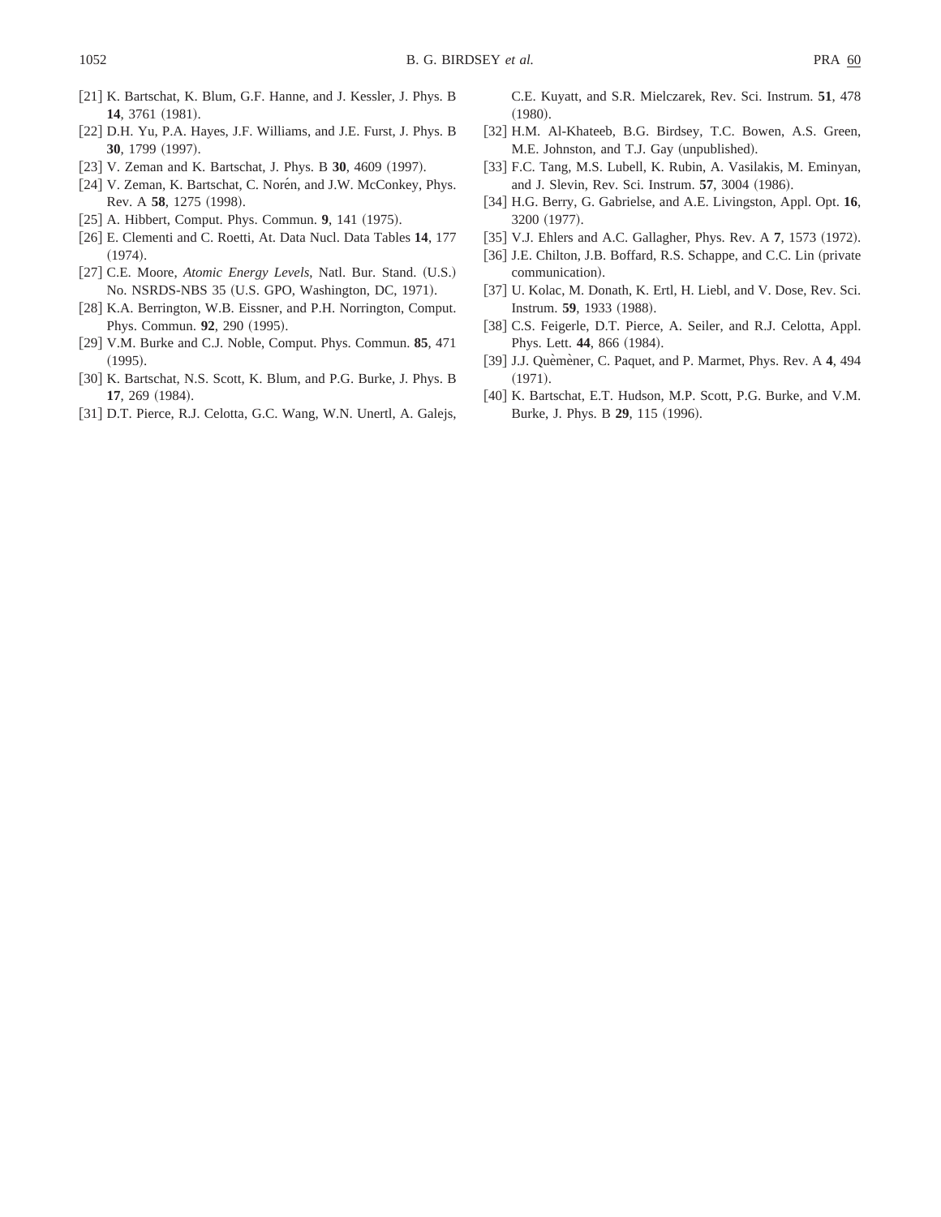[21] K. Bartschat, K. Blum, G.F. Hanne, and J. Kessler, J. Phys. B **14**, 3761 (1981).

[22] D.H. Yu, P.A. Hayes, J.F. Williams, and J.E. Furst, J. Phys. B **30**, 1799 (1997).

[23] V. Zeman and K. Bartschat, J. Phys. B **30**, 4609 (1997).

[24] V. Zeman, K. Bartschat, C. Norén, and J.W. McConkey, Phys. Rev. A **58**, 1275 (1998).

[25] A. Hibbert, Comput. Phys. Commun. **9**, 141 (1975).

[26] E. Clementi and C. Roetti, At. Data Nucl. Data Tables **14**, 177 (1974).

[27] C.E. Moore, *Atomic Energy Levels*, Natl. Bur. Stand. (U.S.) No. NSRDS-NBS 35 (U.S. GPO, Washington, DC, 1971).

[28] K.A. Berrington, W.B. Eissner, and P.H. Norrington, Comput. Phys. Commun. **92**, 290 (1995).

[29] V.M. Burke and C.J. Noble, Comput. Phys. Commun. **85**, 471 (1995).

[30] K. Bartschat, N.S. Scott, K. Blum, and P.G. Burke, J. Phys. B **17**, 269 (1984).

[31] D.T. Pierce, R.J. Celotta, G.C. Wang, W.N. Unertl, A. Galejs, C.E. Kuyatt, and S.R. Mielczarek, Rev. Sci. Instrum. **51**, 478 (1980).

[32] H.M. Al-Khateeb, B.G. Birdsey, T.C. Bowen, A.S. Green, M.E. Johnston, and T.J. Gay (unpublished).

[33] F.C. Tang, M.S. Lubell, K. Rubin, A. Vasilakis, M. Eminyan, and J. Slevin, Rev. Sci. Instrum. **57**, 3004 (1986).

[34] H.G. Berry, G. Gabrielse, and A.E. Livingston, Appl. Opt. **16**, 3200 (1977).

[35] V.J. Ehlers and A.C. Gallagher, Phys. Rev. A **7**, 1573 (1972).

[36] J.E. Chilton, J.B. Boffard, R.S. Schappe, and C.C. Lin (private communication).

[37] U. Kolac, M. Donath, K. Ertl, H. Liebl, and V. Dose, Rev. Sci. Instrum. **59**, 1933 (1988).

[38] C.S. Feigerle, D.T. Pierce, A. Seiler, and R.J. Celotta, Appl. Phys. Lett. **44**, 866 (1984).

[39] J.J. Quèmèner, C. Paquet, and P. Marmet, Phys. Rev. A **4**, 494 (1971).

[40] K. Bartschat, E.T. Hudson, M.P. Scott, P.G. Burke, and V.M. Burke, J. Phys. B **29**, 115 (1996).